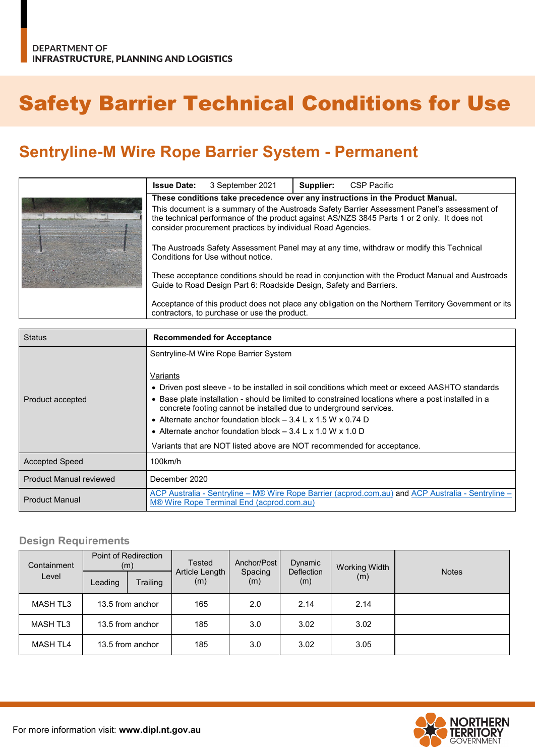DEPARTMENT OF
INFRASTRUCTURE, PLANNING AND LOGISTICS

# Safety Barrier Technical Conditions for Use

## Sentryline-M Wire Rope Barrier System - Permanent

| **Issue Date:** 3 September 2021 | **Supplier:** CSP Pacific |
|---|---|

**These conditions take precedence over any instructions in the Product Manual.**

This document is a summary of the Austroads Safety Barrier Assessment Panel's assessment of the technical performance of the product against AS/NZS 3845 Parts 1 or 2 only. It does not consider procurement practices by individual Road Agencies.

The Austroads Safety Assessment Panel may at any time, withdraw or modify this Technical Conditions for Use without notice.

These acceptance conditions should be read in conjunction with the Product Manual and Austroads Guide to Road Design Part 6: Roadside Design, Safety and Barriers.

Acceptance of this product does not place any obligation on the Northern Territory Government or its contractors, to purchase or use the product.

| Status | **Recommended for Acceptance** |
|---|---|
| Product accepted | Sentryline-M Wire Rope Barrier System<br><br>Variants<br>• Driven post sleeve - to be installed in soil conditions which meet or exceed AASHTO standards<br>• Base plate installation - should be limited to constrained locations where a post installed in a concrete footing cannot be installed due to underground services.<br>• Alternate anchor foundation block – 3.4 L x 1.5 W x 0.74 D<br>• Alternate anchor foundation block – 3.4 L x 1.0 W x 1.0 D<br><br>Variants that are NOT listed above are NOT recommended for acceptance. |
| Accepted Speed | 100km/h |
| Product Manual reviewed | December 2020 |
| Product Manual | ACP Australia - Sentryline – M® Wire Rope Barrier (acprod.com.au) and ACP Australia - Sentryline – M® Wire Rope Terminal End (acprod.com.au) |

### Design Requirements

| Containment Level | Point of Redirection (m) | | Tested Article Length (m) | Anchor/Post Spacing (m) | Dynamic Deflection (m) | Working Width (m) | Notes |
|---|---|---|---|---|---|---|---|
| | Leading | Trailing | | | | | |
| MASH TL3 | 13.5 from anchor | | 165 | 2.0 | 2.14 | 2.14 | |
| MASH TL3 | 13.5 from anchor | | 185 | 3.0 | 3.02 | 3.02 | |
| MASH TL4 | 13.5 from anchor | | 185 | 3.0 | 3.02 | 3.05 | |

For more information visit: **www.dipl.nt.gov.au**

NORTHERN TERRITORY GOVERNMENT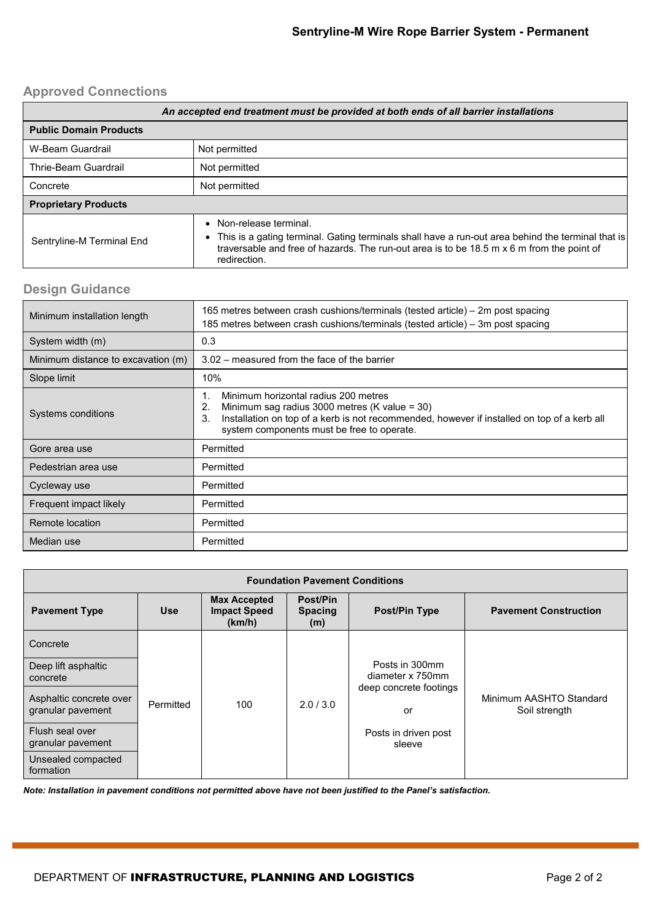## Approved Connections

| *An accepted end treatment must be provided at both ends of all barrier installations* | |
|---|---|
| **Public Domain Products** | |
| W-Beam Guardrail | Not permitted |
| Thrie-Beam Guardrail | Not permitted |
| Concrete | Not permitted |
| **Proprietary Products** | |
| Sentryline-M Terminal End | • Non-release terminal.<br>• This is a gating terminal. Gating terminals shall have a run-out area behind the terminal that is traversable and free of hazards. The run-out area is to be 18.5 m x 6 m from the point of redirection. |

## Design Guidance

| | |
|---|---|
| Minimum installation length | 165 metres between crash cushions/terminals (tested article) – 2m post spacing<br>185 metres between crash cushions/terminals (tested article) – 3m post spacing |
| System width (m) | 0.3 |
| Minimum distance to excavation (m) | 3.02 – measured from the face of the barrier |
| Slope limit | 10% |
| Systems conditions | 1. Minimum horizontal radius 200 metres<br>2. Minimum sag radius 3000 metres (K value = 30)<br>3. Installation on top of a kerb is not recommended, however if installed on top of a kerb all system components must be free to operate. |
| Gore area use | Permitted |
| Pedestrian area use | Permitted |
| Cycleway use | Permitted |
| Frequent impact likely | Permitted |
| Remote location | Permitted |
| Median use | Permitted |

| **Foundation Pavement Conditions** | | | | | |
|---|---|---|---|---|---|
| **Pavement Type** | **Use** | **Max Accepted Impact Speed (km/h)** | **Post/Pin Spacing (m)** | **Post/Pin Type** | **Pavement Construction** |
| Concrete | Permitted | 100 | 2.0 / 3.0 | Posts in 300mm diameter x 750mm deep concrete footings<br>or<br>Posts in driven post sleeve | Minimum AASHTO Standard Soil strength |
| Deep lift asphaltic concrete | | | | | |
| Asphaltic concrete over granular pavement | | | | | |
| Flush seal over granular pavement | | | | | |
| Unsealed compacted formation | | | | | |

***Note: Installation in pavement conditions not permitted above have not been justified to the Panel's satisfaction.***